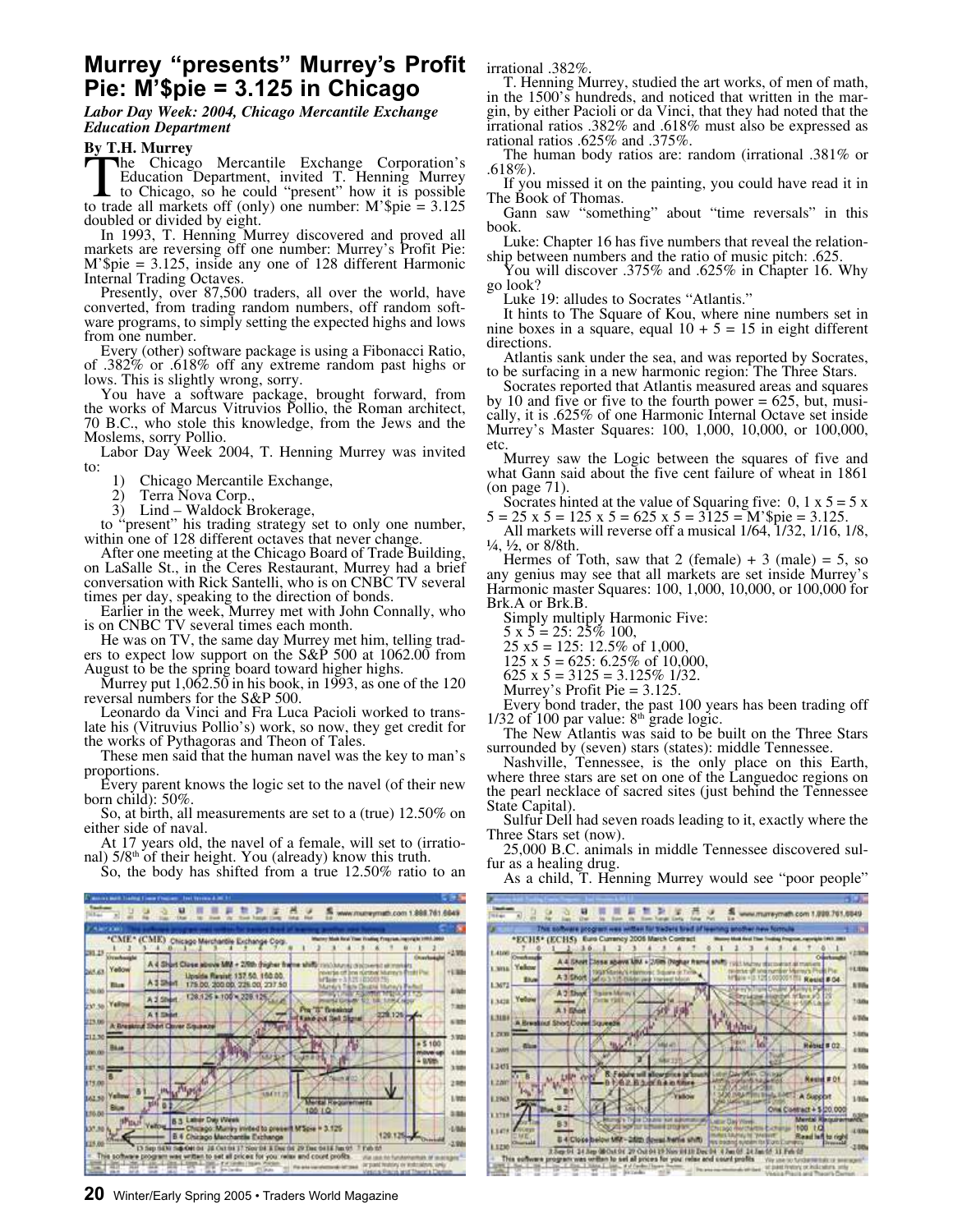# Murrey "presents" Murrey's Profit Pie: M'$pie = 3.125 in Chicago

***Labor Day Week: 2004, Chicago Mercantile Exchange Education Department***

**By T.H. Murrey**

The Chicago Mercantile Exchange Corporation's Education Department, invited T. Henning Murrey to Chicago, so he could "present" how it is possible to trade all markets off (only) one number: M'$pie = 3.125 doubled or divided by eight.

In 1993, T. Henning Murrey discovered and proved all markets are reversing off one number: Murrey's Profit Pie: M'$pie = 3.125, inside any one of 128 different Harmonic Internal Trading Octaves.

Presently, over 87,500 traders, all over the world, have converted, from trading random numbers, off random software programs, to simply setting the expected highs and lows from one number.

Every (other) software package is using a Fibonacci Ratio, of .382% or .618% off any extreme random past highs or lows. This is slightly wrong, sorry.

You have a software package, brought forward, from the works of Marcus Vitruvios Pollio, the Roman architect, 70 B.C., who stole this knowledge, from the Jews and the Moslems, sorry Pollio.

Labor Day Week 2004, T. Henning Murrey was invited to:

1) Chicago Mercantile Exchange,
2) Terra Nova Corp.,
3) Lind – Waldock Brokerage,

to "present" his trading strategy set to only one number, within one of 128 different octaves that never change.

After one meeting at the Chicago Board of Trade Building, on LaSalle St., in the Ceres Restaurant, Murrey had a brief conversation with Rick Santelli, who is on CNBC TV several times per day, speaking to the direction of bonds.

Earlier in the week, Murrey met with John Connally, who is on CNBC TV several times each month.

He was on TV, the same day Murrey met him, telling traders to expect low support on the S&P 500 at 1062.00 from August to be the spring board toward higher highs.

Murrey put 1,062.50 in his book, in 1993, as one of the 120 reversal numbers for the S&P 500.

Leonardo da Vinci and Fra Luca Pacioli worked to translate his (Vitruvius Pollio's) work, so now, they get credit for the works of Pythagoras and Theon of Tales.

These men said that the human navel was the key to man's proportions.

Every parent knows the logic set to the navel (of their new born child): 50%.

So, at birth, all measurements are set to a (true) 12.50% on either side of naval.

At 17 years old, the navel of a female, will set to (irrational) 5/8th of their height. You (already) know this truth.

So, the body has shifted from a true 12.50% ratio to an irrational .382%.

T. Henning Murrey, studied the art works, of men of math, in the 1500's hundreds, and noticed that written in the margin, by either Pacioli or da Vinci, that they had noted that the irrational ratios .382% and .618% must also be expressed as rational rates .625% and .375%.

The human body ratios are: random (irrational .381% or .618%).

If you missed it on the painting, you could have read it in The Book of Thomas.

Gann saw "something" about "time reversals" in this book.

Luke: Chapter 16 has five numbers that reveal the relationship between numbers and the ratio of music pitch: .625.

You will discover .375% and .625% in Chapter 16. Why go look?

Luke 19: alludes to Socrates "Atlantis."

It hints to The Square of Kou, where nine numbers set in nine boxes in a square, equal 10 + 5 = 15 in eight different directions.

Atlantis sank under the sea, and was reported by Socrates, to be surfacing in a new harmonic region: The Three Stars.

Socrates reported that Atlantis measured areas and squares by 10 and five or five to the fourth power = 625, but, musically, it is .625% of one Harmonic Internal Octave set inside Murrey's Master Squares: 100, 1,000, 10,000, or 100,000, etc.

Murrey saw the Logic between the squares of five and what Gann said about the five cent failure of wheat in 1861 (on page 71).

Socrates hinted at the value of Squaring five: 0, 1 x 5 = 5 x 5 = 25 x 5 = 125 x 5 = 625 x 5 = 3125 = M'$pie = 3.125.

All markets will reverse off a musical 1/64, 1/32, 1/16, 1/8, ¼, ½, or 8/8th.

Hermes of Toth, saw that 2 (female) + 3 (male) = 5, so any genius may see that all markets are set inside Murrey's Harmonic master Squares: 100, 1,000, 10,000, or 100,000 for Brk.A or Brk.B.

Simply multiply Harmonic Five:

5 x 5 = 25: 25% 100,
25 x5 = 125: 12.5% of 1,000,
125 x 5 = 625: 6.25% of 10,000,
625 x 5 = 3125 = 3.125% 1/32.
Murrey's Profit Pie = 3.125.

Every bond trader, the past 100 years has been trading off 1/32 of 100 par value: 8th grade logic.

The New Atlantis was said to be built on the Three Stars surrounded by (seven) stars (states): middle Tennessee.

Nashville, Tennessee, is the only place on this Earth, where three stars are set on one of the Languedoc regions on the pearl necklace of sacred sites (just behind the Tennessee State Capital).

Sulfur Dell had seven roads leading to it, exactly where the Three Stars set (now).

25,000 B.C. animals in middle Tennessee discovered sulfur as a healing drug.

As a child, T. Henning Murrey would see "poor people"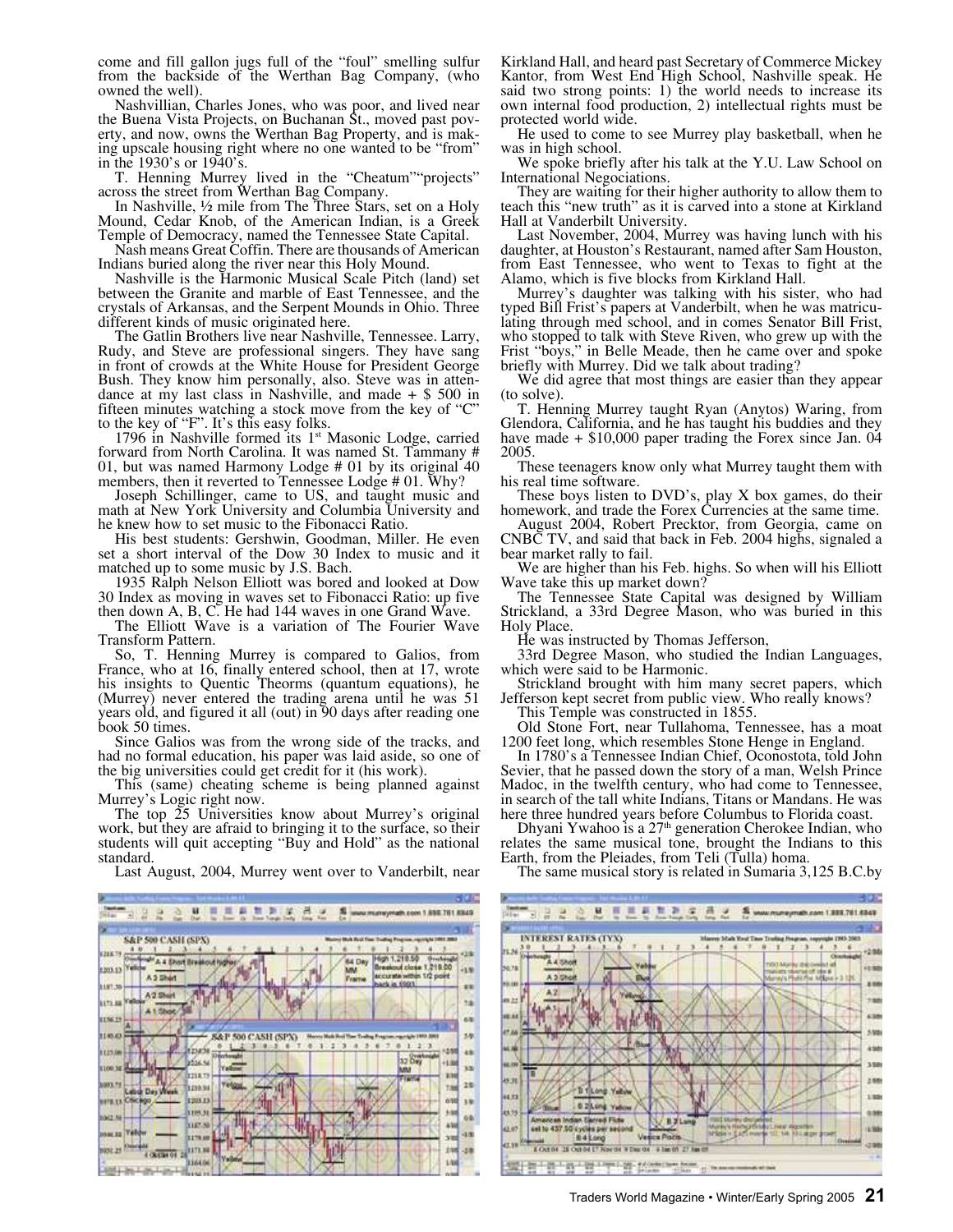come and fill gallon jugs full of the "foul" smelling sulfur from the backside of the Werthan Bag Company, (who owned the well).

Nashvillian, Charles Jones, who was poor, and lived near the Buena Vista Projects, on Buchanan St., moved past poverty, and now, owns the Werthan Bag Property, and is making upscale housing right where no one wanted to be "from" in the 1930's or 1940's.

T. Henning Murrey lived in the "Cheatum""projects" across the street from Werthan Bag Company.

In Nashville, ½ mile from The Three Stars, set on a Holy Mound, Cedar Knob, of the American Indian, is a Greek Temple of Democracy, named the Tennessee State Capital.

Nash means Great Coffin. There are thousands of American Indians buried along the river near this Holy Mound.

Nashville is the Harmonic Musical Scale Pitch (land) set between the Granite and marble of East Tennessee, and the crystals of Arkansas, and the Serpent Mounds in Ohio. Three different kinds of music originated here.

The Gatlin Brothers live near Nashville, Tennessee. Larry, Rudy, and Steve are professional singers. They have sang in front of crowds at the White House for President George Bush. They know him personally, also. Steve was in attendance at my last class in Nashville, and made + $ 500 in fifteen minutes watching a stock move from the key of "C" to the key of "F". It's this easy folks.

1796 in Nashville formed its 1st Masonic Lodge, carried forward from North Carolina. It was named St. Tammany # 01, but was named Harmony Lodge # 01 by its original 40 members, then it reverted to Tennessee Lodge # 01. Why?

Joseph Schillinger, came to US, and taught music and math at New York University and Columbia University and he knew how to set music to the Fibonacci Ratio.

His best students: Gershwin, Goodman, Miller. He even set a short interval of the Dow 30 Index to music and it matched up to some music by J.S. Bach.

1935 Ralph Nelson Elliott was bored and looked at Dow 30 Index as moving in waves set to Fibonacci Ratio: up five then down A, B, C. He had 144 waves in one Grand Wave.

The Elliott Wave is a variation of The Fourier Wave Transform Pattern.

So, T. Henning Murrey is compared to Galios, from France, who at 16, finally entered school, then at 17, wrote his insights to Quentic Theorms (quantum equations), he (Murrey) never entered the trading arena until he was 51 years old, and figured it all (out) in 90 days after reading one book 50 times.

Since Galios was from the wrong side of the tracks, and had no formal education, his paper was laid aside, so one of the big universities could get credit for it (his work).

This (same) cheating scheme is being planned against Murrey's Logic right now.

The top 25 Universities know about Murrey's original work, but they are afraid to bringing it to the surface, so their students will quit accepting "Buy and Hold" as the national standard.

Last August, 2004, Murrey went over to Vanderbilt, near Kirkland Hall, and heard past Secretary of Commerce Mickey Kantor, from West End High School, Nashville speak. He said two strong points: 1) the world needs to increase its own internal food production, 2) intellectual rights must be protected world wide.

He used to come to see Murrey play basketball, when he was in high school.

We spoke briefly after his talk at the Y.U. Law School on International Negociations.

They are waiting for their higher authority to allow them to teach this "new truth" as it is carved into a stone at Kirkland Hall at Vanderbilt University.

Last November, 2004, Murrey was having lunch with his daughter, at Houston's Restaurant, named after Sam Houston, from East Tennessee, who went to Texas to fight at the Alamo, which is five blocks from Kirkland Hall.

Murrey's daughter was talking with his sister, who had typed Bill Frist's papers at Vanderbilt, when he was matriculating through med school, and in comes Senator Bill Frist, who stopped to talk with Steve Riven, who grew up with the Frist "boys," in Belle Meade, then he came over and spoke briefly with Murrey. Did we talk about trading?

We did agree that most things are easier than they appear (to solve).

T. Henning Murrey taught Ryan (Anytos) Waring, from Glendora, California, and he has taught his buddies and they have made + $10,000 paper trading the Forex since Jan. 04 2005.

These teenagers know only what Murrey taught them with his real time software.

These boys listen to DVD's, play X box games, do their homework, and trade the Forex Currencies at the same time.

August 2004, Robert Precktor, from Georgia, came on CNBC TV, and said that back in Feb. 2004 highs, signaled a bear market rally to fail.

We are higher than his Feb. highs. So when will his Elliott Wave take this up market down?

The Tennessee State Capital was designed by William Strickland, a 33rd Degree Mason, who was buried in this Holy Place.

He was instructed by Thomas Jefferson,

33rd Degree Mason, who studied the Indian Languages, which were said to be Harmonic.

Strickland brought with him many secret papers, which Jefferson kept secret from public view. Who really knows?

This Temple was constructed in 1855.

Old Stone Fort, near Tullahoma, Tennessee, has a moat 1200 feet long, which resembles Stone Henge in England.

In 1780's a Tennessee Indian Chief, Oconostota, told John Sevier, that he passed down the story of a man, Welsh Prince Madoc, in the twelfth century, who had come to Tennessee, in search of the tall white Indians, Titans or Mandans. He was here three hundred years before Columbus to Florida coast.

Dhyani Ywahoo is a 27th generation Cherokee Indian, who relates the same musical tone, brought the Indians to this Earth, from the Pleiades, from Teli (Tulla) homa.

The same musical story is related in Sumaria 3,125 B.C.by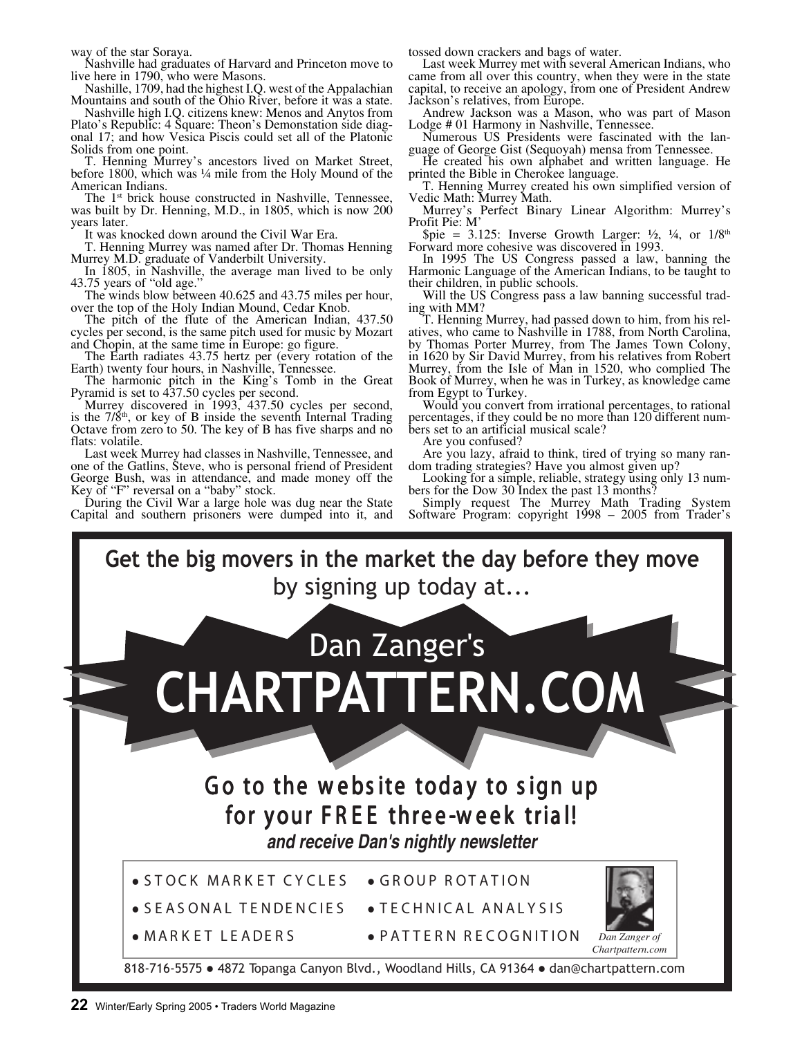way of the star Soraya.

Nashville had graduates of Harvard and Princeton move to live here in 1790, who were Masons.

Nashille, 1709, had the highest I.Q. west of the Appalachian Mountains and south of the Ohio River, before it was a state.

Nashville high I.Q. citizens knew: Menos and Anytos from Plato's Republic: 4 Square: Theon's Demonstation side diagonal 17; and how Vesica Piscis could set all of the Platonic Solids from one point.

T. Henning Murrey's ancestors lived on Market Street, before 1800, which was ¼ mile from the Holy Mound of the American Indians.

The 1st brick house constructed in Nashville, Tennessee, was built by Dr. Henning, M.D., in 1805, which is now 200 years later.

It was knocked down around the Civil War Era.

T. Henning Murrey was named after Dr. Thomas Henning Murrey M.D. graduate of Vanderbilt University.

In 1805, in Nashville, the average man lived to be only 43.75 years of "old age."

The winds blow between 40.625 and 43.75 miles per hour, over the top of the Holy Indian Mound, Cedar Knob.

The pitch of the flute of the American Indian, 437.50 cycles per second, is the same pitch used for music by Mozart and Chopin, at the same time in Europe: go figure.

The Earth radiates 43.75 hertz per (every rotation of the Earth) twenty four hours, in Nashville, Tennessee.

The harmonic pitch in the King's Tomb in the Great Pyramid is set to 437.50 cycles per second.

Murrey discovered in 1993, 437.50 cycles per second, is the 7/8th, or key of B inside the seventh Internal Trading Octave from zero to 50. The key of B has five sharps and no flats: volatile.

Last week Murrey had classes in Nashville, Tennessee, and one of the Gatlins, Steve, who is personal friend of President George Bush, was in attendance, and made money off the Key of "F" reversal on a "baby" stock.

During the Civil War a large hole was dug near the State Capital and southern prisoners were dumped into it, and tossed down crackers and bags of water.

Last week Murrey met with several American Indians, who came from all over this country, when they were in the state capital, to receive an apology, from one of President Andrew Jackson's relatives, from Europe.

Andrew Jackson was a Mason, who was part of Mason Lodge # 01 Harmony in Nashville, Tennessee.

Numerous US Presidents were fascinated with the language of George Gist (Sequoyah) mensa from Tennessee.

He created his own alphabet and written language. He printed the Bible in Cherokee language.

T. Henning Murrey created his own simplified version of Vedic Math: Murrey Math.

Murrey's Perfect Binary Linear Algorithm: Murrey's Profit Pie: M'

$pie = 3.125: Inverse Growth Larger: ½, ¼, or 1/8th Forward more cohesive was discovered in 1993.

In 1995 The US Congress passed a law, banning the Harmonic Language of the American Indians, to be taught to their children, in public schools.

Will the US Congress pass a law banning successful trading with MM?

T. Henning Murrey, had passed down to him, from his relatives, who came to Nashville in 1788, from North Carolina, by Thomas Porter Murrey, from The James Town Colony, in 1620 by Sir David Murrey, from his relatives from Robert Murrey, from the Isle of Man in 1520, who complied The Book of Murrey, when he was in Turkey, as knowledge came from Egypt to Turkey.

Would you convert from irrational percentages, to rational percentages, if they could be no more than 120 different numbers set to an artificial musical scale?

Are you confused?

Are you lazy, afraid to think, tired of trying so many random trading strategies? Have you almost given up?

Looking for a simple, reliable, strategy using only 13 numbers for the Dow 30 Index the past 13 months?

Simply request The Murrey Math Trading System Software Program: copyright 1998 – 2005 from Trader's

**Get the big movers in the market the day before they move**
by signing up today at...

Dan Zanger's
# CHARTPATTERN.COM

## Go to the website today to sign up for your FREE three-week trial!

***and receive Dan's nightly newsletter***

- STOCK MARKET CYCLES
- GROUP ROTATION
- SEASONAL TENDENCIES
- TECHNICAL ANALYSIS
- MARKET LEADERS
- PATTERN RECOGNITION

*Dan Zanger of Chartpattern.com*

818-716-5575 ● 4872 Topanga Canyon Blvd., Woodland Hills, CA 91364 ● dan@chartpattern.com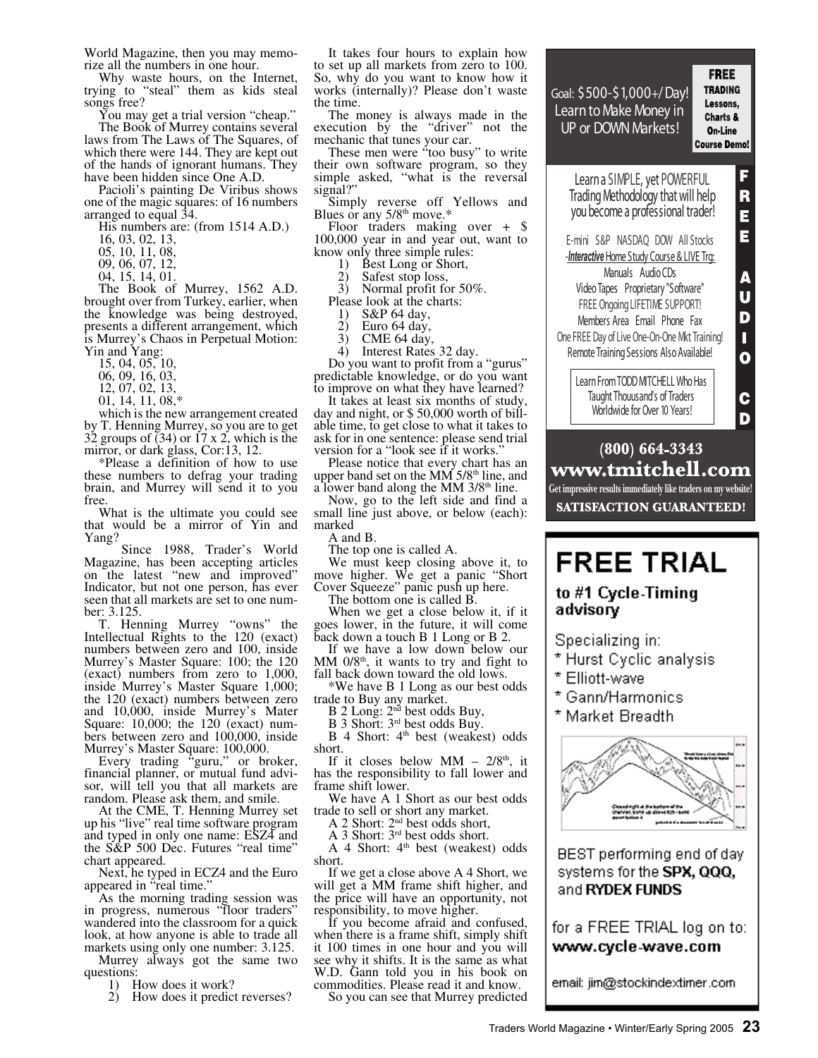World Magazine, then you may memorize all the numbers in one hour.

Why waste hours, on the Internet, trying to "steal" them as kids steal songs free?

You may get a trial version "cheap."

The Book of Murrey contains several laws from The Laws of The Squares, of which there were 144. They are kept out of the hands of ignorant humans. They have been hidden since One A.D.

Pacioli's painting De Viribus shows one of the magic squares: of 16 numbers arranged to equal 34.

His numbers are: (from 1514 A.D.)

16, 03, 02, 13,
05, 10, 11, 08,
09, 06, 07, 12,
04, 15, 14, 01.

The Book of Murrey, 1562 A.D. brought over from Turkey, earlier, when the knowledge was being destroyed, presents a different arrangement, which is Murrey's Chaos in Perpetual Motion: Yin and Yang:

15, 04, 05, 10,
06, 09, 16, 03,
12, 07, 02, 13,
01, 14, 11, 08,*

which is the new arrangement created by T. Henning Murrey, so you are to get 32 groups of (34) or 17 x 2, which is the mirror, or dark glass, Cor:13, 12.

*Please a definition of how to use these numbers to defrag your trading brain, and Murrey will send it to you free.

What is the ultimate you could see that would be a mirror of Yin and Yang?

Since 1988, Trader's World Magazine, has been accepting articles on the latest "new and improved" Indicator, but not one person, has ever seen that all markets are set to one number: 3.125.

T. Henning Murrey "owns" the Intellectual Rights to the 120 (exact) numbers between zero and 100, inside Murrey's Master Square: 100; the 120 (exact) numbers from zero to 1,000, inside Murrey's Master Square 1,000; the 120 (exact) numbers between zero and 10,000, inside Murrey's Mater Square: 10,000; the 120 (exact) numbers between zero and 100,000, inside Murrey's Master Square: 100,000.

Every trading "guru," or broker, financial planner, or mutual fund advisor, will tell you that all markets are random. Please ask them, and smile.

At the CME, T. Henning Murrey set up his "live" real time software program and typed in only one name: ESZ4 and the S&P 500 Dec. Futures "real time" chart appeared.

Next, he typed in ECZ4 and the Euro appeared in "real time."

As the morning trading session was in progress, numerous "floor traders" wandered into the classroom for a quick look, at how anyone is able to trade all markets using only one number: 3.125.

Murrey always got the same two questions:

1) How does it work?
2) How does it predict reverses?

It takes four hours to explain how to set up all markets from zero to 100. So, why do you want to know how it works (internally)? Please don't waste the time.

The money is always made in the execution by the "driver" not the mechanic that tunes your car.

These men were "too busy" to write their own software program, so they simple asked, "what is the reversal signal?"

Simply reverse off Yellows and Blues or any 5/8th move.*

Floor traders making over + $ 100,000 year in and year out, want to know only three simple rules:

1) Best Long or Short,
2) Safest stop loss,
3) Normal profit for 50%.

Please look at the charts:

1) S&P 64 day,
2) Euro 64 day,
3) CME 64 day,
4) Interest Rates 32 day.

Do you want to profit from a "gurus" predictable knowledge, or do you want to improve on what they have learned?

It takes at least six months of study, day and night, or $ 50,000 worth of billable time, to get close to what it takes to ask for in one sentence: please send trial version for a "look see if it works."

Please notice that every chart has an upper band set on the MM 5/8th line, and a lower band along the MM 3/8th line.

Now, go to the left side and find a small line just above, or below (each): marked

A and B.

The top one is called A.

We must keep closing above it, to move higher. We get a panic "Short Cover Squeeze" panic push up here.

The bottom one is called B.

When we get a close below it, if it goes lower, in the future, it will come back down a touch B 1 Long or B 2.

If we have a low down below our MM 0/8th, it wants to try and fight to fall back down toward the old lows.

*We have B 1 Long as our best odds trade to Buy any market.

B 2 Long: 2nd best odds Buy,

B 3 Short: 3rd best odds Buy.

B 4 Short: 4th best (weakest) odds short.

If it closes below MM – 2/8th, it has the responsibility to fall lower and frame shift lower.

We have A 1 Short as our best odds trade to sell or short any market.

A 2 Short: 2nd best odds short,

A 3 Short: 3rd best odds short.

A 4 Short: 4th best (weakest) odds short.

If we get a close above A 4 Short, we will get a MM frame shift higher, and the price will have an opportunity, not responsibility, to move higher.

If you become afraid and confused, when there is a frame shift, simply shift it 100 times in one hour and you will see why it shifts. It is the same as what W.D. Gann told you in his book on commodities. Please read it and know.

So you can see that Murrey predicted

---

**Goal: $500-$1,000+/Day! Learn to Make Money in UP or DOWN Markets!**

**FREE TRADING Lessons, Charts & On-Line Course Demo!**

Learn a SIMPLE, yet POWERFUL Trading Methodology that will help you become a professional trader!

E-mini S&P NASDAQ DOW All Stocks
-*Interactive* Home Study Course & LIVE Trg:
Manuals Audio CDs
Video Tapes Proprietary "Software"
FREE Ongoing LIFETIME SUPPORT!
Members Area Email Phone Fax
One FREE Day of Live One-On-One Mkt Training!
Remote Training Sessions Also Available!

Learn From TODD MITCHELL Who Has Taught Thousand's of Traders Worldwide for Over 10 Years!

**FREE AUDIO CD**

**(800) 664-3343**
**www.tmitchell.com**
Get impressive results immediately like traders on my website!
**SATISFACTION GUARANTEED!**

---

# FREE TRIAL

**to #1 Cycle-Timing advisory**

Specializing in:

* Hurst Cyclic analysis
* Elliott-wave
* Gann/Harmonics
* Market Breadth

BEST performing end of day systems for the **SPX, QQQ,** and **RYDEX FUNDS**

for a FREE TRIAL log on to:
**www.cycle-wave.com**

email: jim@stockindextimer.com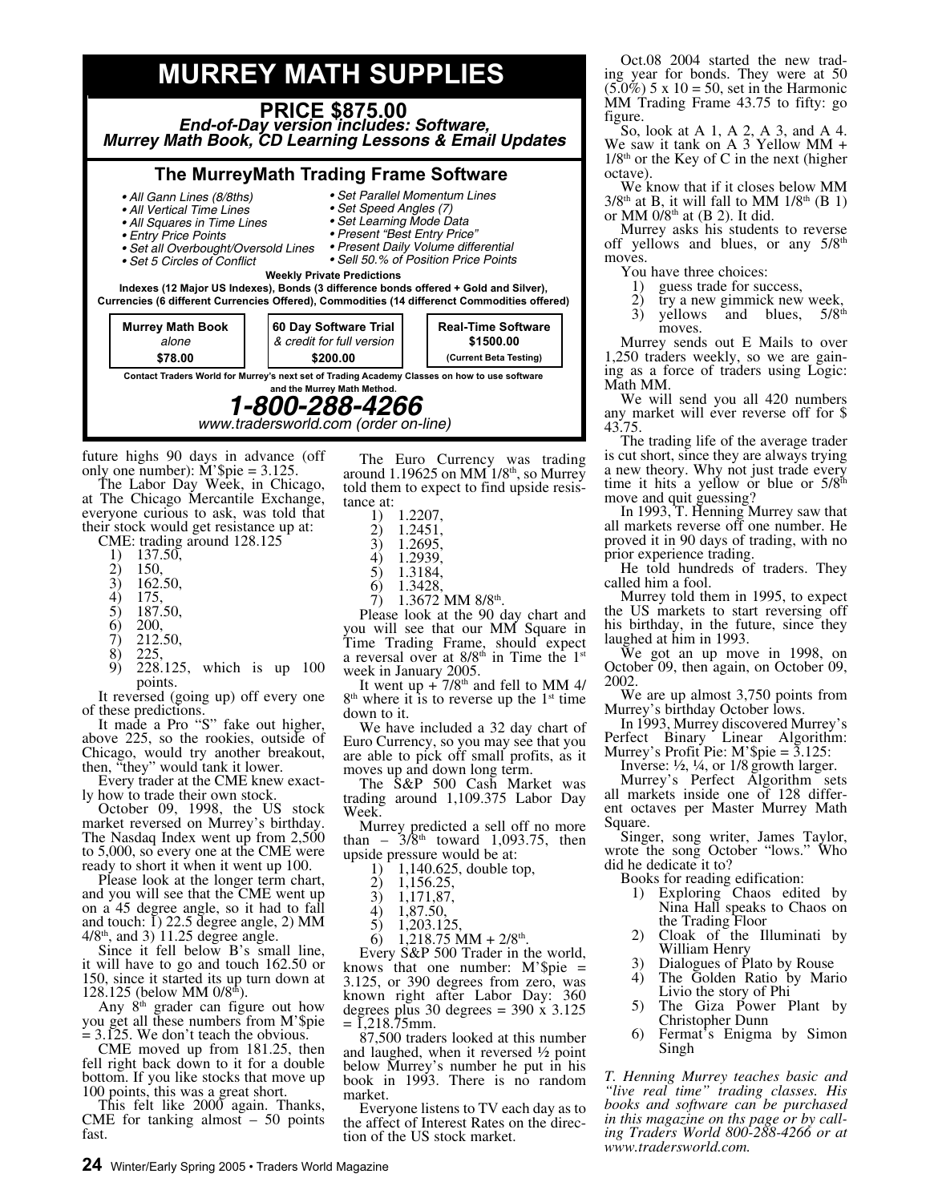# MURREY MATH SUPPLIES

## PRICE $875.00

***End-of-Day version includes: Software, Murrey Math Book, CD Learning Lessons & Email Updates***

### The MurreyMath Trading Frame Software

- *All Gann Lines (8/8ths)*
- *All Vertical Time Lines*
- *All Squares in Time Lines*
- *Entry Price Points*
- *Set all Overbought/Oversold Lines*
- *Set 5 Circles of Conflict*
- *Set Parallel Momentum Lines*
- *Set Speed Angles (7)*
- *Set Learning Mode Data*
- *Present "Best Entry Price"*
- *Present Daily Volume differential*
- *Sell 50.% of Position Price Points*

**Weekly Private Predictions**

**Indexes (12 Major US Indexes), Bonds (3 difference bonds offered + Gold and Silver), Currencies (6 different Currencies Offered), Commodities (14 differenct Commodities offered)**

| Murrey Math Book | 60 Day Software Trial | Real-Time Software |
|---|---|---|
| *alone* | *& credit for full version* | **$1500.00** |
| **$78.00** | **$200.00** | **(Current Beta Testing)** |

**Contact Traders World for Murrey's next set of Trading Academy Classes on how to use software and the Murrey Math Method.**

***1-800-288-4266***

*www.tradersworld.com (order on-line)*

future highs 90 days in advance (off only one number): M'$pie = 3.125.

The Labor Day Week, in Chicago, at The Chicago Mercantile Exchange, everyone curious to ask, was told that their stock would get resistance up at:

CME: trading around 128.125

1) 137.50,
2) 150,
3) 162.50,
4) 175,
5) 187.50,
6) 200,
7) 212.50,
8) 225,
9) 228.125, which is up 100 points.

It reversed (going up) off every one of these predictions.

It made a Pro "S" fake out higher, above 225, so the rookies, outside of Chicago, would try another breakout, then, "they" would tank it lower.

Every trader at the CME knew exactly how to trade their own stock.

October 09, 1998, the US stock market reversed on Murrey's birthday. The Nasdaq Index went up from 2,500 to 5,000, so every one at the CME were ready to short it when it went up 100.

Please look at the longer term chart, and you will see that the CME went up on a 45 degree angle, so it had to fall and touch: 1) 22.5 degree angle, 2) MM 4/8th, and 3) 11.25 degree angle.

Since it fell below B's small line, it will have to go and touch 162.50 or 150, since it started its up turn down at 128.125 (below MM 0/8th).

Any 8th grader can figure out how you get all these numbers from M'$pie = 3.125. We don't teach the obvious.

CME moved up from 181.25, then fell right back down to it for a double bottom. If you like stocks that move up 100 points, this was a great short.

This felt like 2000 again. Thanks, CME for tanking almost – 50 points fast.

The Euro Currency was trading around 1.19625 on MM 1/8th, so Murrey told them to expect to find upside resistance at:

1) 1.2207,
2) 1.2451,
3) 1.2695,
4) 1.2939,
5) 1.3184,
6) 1.3428,
7) 1.3672 MM 8/8th.

Please look at the 90 day chart and you will see that our MM Square in Time Trading Frame, should expect a reversal over at 8/8th in Time the 1st week in January 2005.

It went up + 7/8th and fell to MM 4/8th where it is to reverse up the 1st time down to it.

We have included a 32 day chart of Euro Currency, so you may see that you are able to pick off small profits, as it moves up and down long term.

The S&P 500 Cash Market was trading around 1,109.375 Labor Day Week.

Murrey predicted a sell off no more than – 3/8th toward 1,093.75, then upside pressure would be at:

1) 1,140.625, double top,
2) 1,156.25,
3) 1,171,87,
4) 1,87.50,
5) 1,203.125,
6) 1,218.75 MM + 2/8th.

Every S&P 500 Trader in the world, knows that one number: M'$pie = 3.125, or 390 degrees from zero, was known right after Labor Day: 360 degrees plus 30 degrees = 390 x 3.125 = 1,218.75mm.

87,500 traders looked at this number and laughed, when it reversed ½ point below Murrey's number he put in his book in 1993. There is no random market.

Everyone listens to TV each day as to the affect of Interest Rates on the direction of the US stock market.

Oct.08 2004 started the new trading year for bonds. They were at 50 (5.0%) 5 x 10 = 50, set in the Harmonic MM Trading Frame 43.75 to fifty: go figure.

So, look at A 1, A 2, A 3, and A 4. We saw it tank on A 3 Yellow MM + 1/8th or the Key of C in the next (higher octave).

We know that if it closes below MM 3/8th at B, it will fall to MM 1/8th (B 1) or MM 0/8th at (B 2). It did.

Murrey asks his students to reverse off yellows and blues, or any 5/8th moves.

You have three choices:

1) guess trade for success,
2) try a new gimmick new week,
3) yellows and blues, 5/8th moves.

Murrey sends out E Mails to over 1,250 traders weekly, so we are gaining as a force of traders using Logic: Math MM.

We will send you all 420 numbers any market will ever reverse off for $ 43.75.

The trading life of the average trader is cut short, since they are always trying a new theory. Why not just trade every time it hits a yellow or blue or 5/8th move and quit guessing?

In 1993, T. Henning Murrey saw that all markets reverse off one number. He proved it in 90 days of trading, with no prior experience trading.

He told hundreds of traders. They called him a fool.

Murrey told them in 1995, to expect the US markets to start reversing off his birthday, in the future, since they laughed at him in 1993.

We got an up move in 1998, on October 09, then again, on October 09, 2002.

We are up almost 3,750 points from Murrey's birthday October lows.

In 1993, Murrey discovered Murrey's Perfect Binary Linear Algorithm: Murrey's Profit Pie: M'$pie = 3.125:

Inverse: ½, ¼, or 1/8 growth larger.

Murrey's Perfect Algorithm sets all markets inside one of 128 different octaves per Master Murrey Math Square.

Singer, song writer, James Taylor, wrote the song October "lows." Who did he dedicate it to?

Books for reading edification:

1) Exploring Chaos edited by Nina Hall speaks to Chaos on the Trading Floor
2) Cloak of the Illuminati by William Henry
3) Dialogues of Plato by Rouse
4) The Golden Ratio by Mario Livio the story of Phi
5) The Giza Power Plant by Christopher Dunn
6) Fermat's Enigma by Simon Singh

*T. Henning Murrey teaches basic and "live real time" trading classes. His books and software can be purchased in this magazine on ths page or by calling Traders World 800-288-4266 or at www.tradersworld.com.*